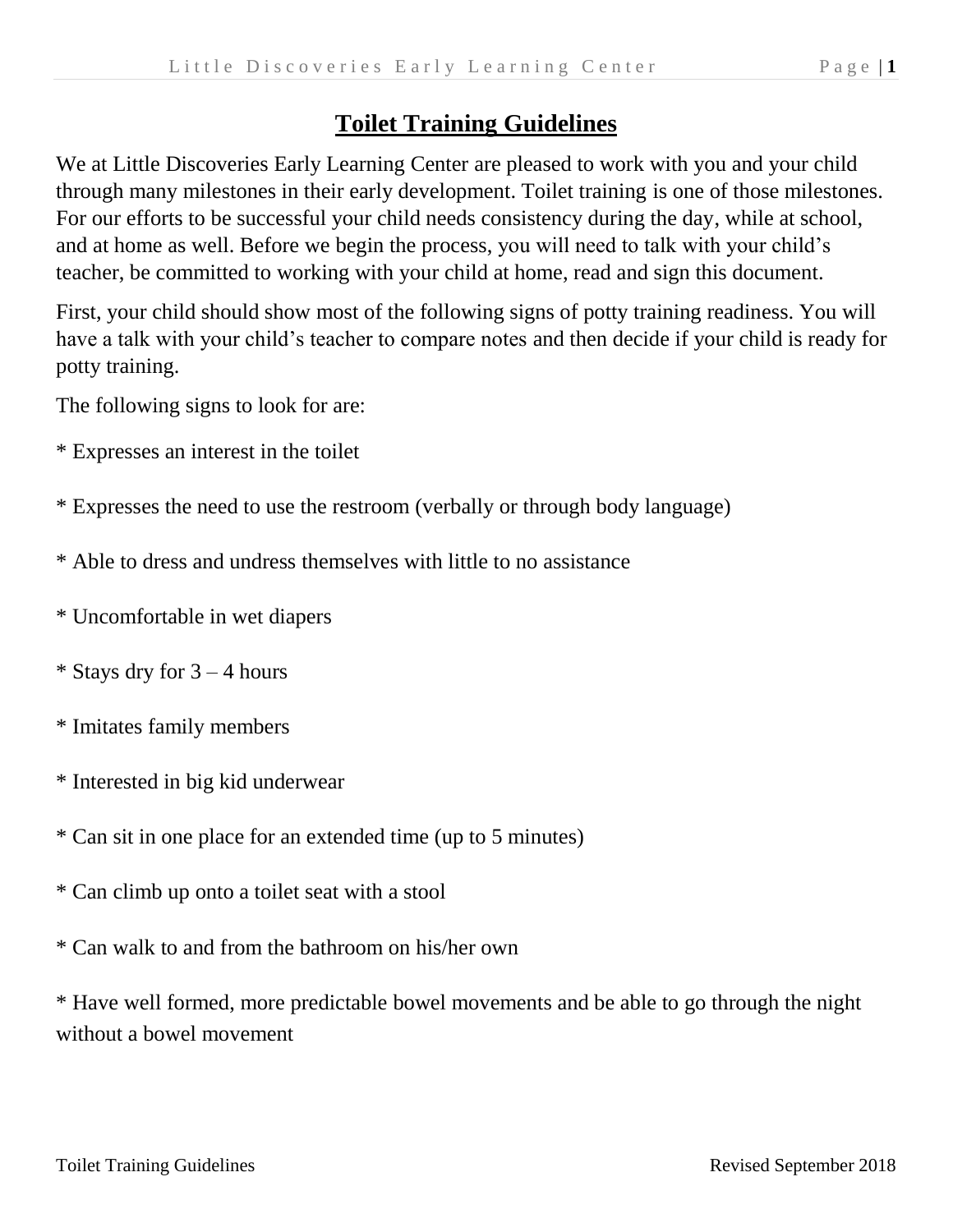# Toilet Training Guidelines

We at Little Discoveries Early Learning Center are pleased to work with you and your child through many milestones in their early development. Toilet training is one of those milestones. For our efforts to be successful your child needs consistency during the day, while at school, and at home as well. Before we begin the process, you will need to talk with your child's teacher, be committed to working with your child at home, read and sign this document.

First, your child should show most of the following signs of potty training readiness. You will have a talk with your child's teacher to compare notes and then decide if your child is ready for potty training.

The following signs to look for are:

* Expresses an interest in the toilet

* Expresses the need to use the restroom (verbally or through body language)

* Able to dress and undress themselves with little to no assistance

* Uncomfortable in wet diapers

* Stays dry for 3 – 4 hours

* Imitates family members

* Interested in big kid underwear

* Can sit in one place for an extended time (up to 5 minutes)

* Can climb up onto a toilet seat with a stool

* Can walk to and from the bathroom on his/her own

* Have well formed, more predictable bowel movements and be able to go through the night without a bowel movement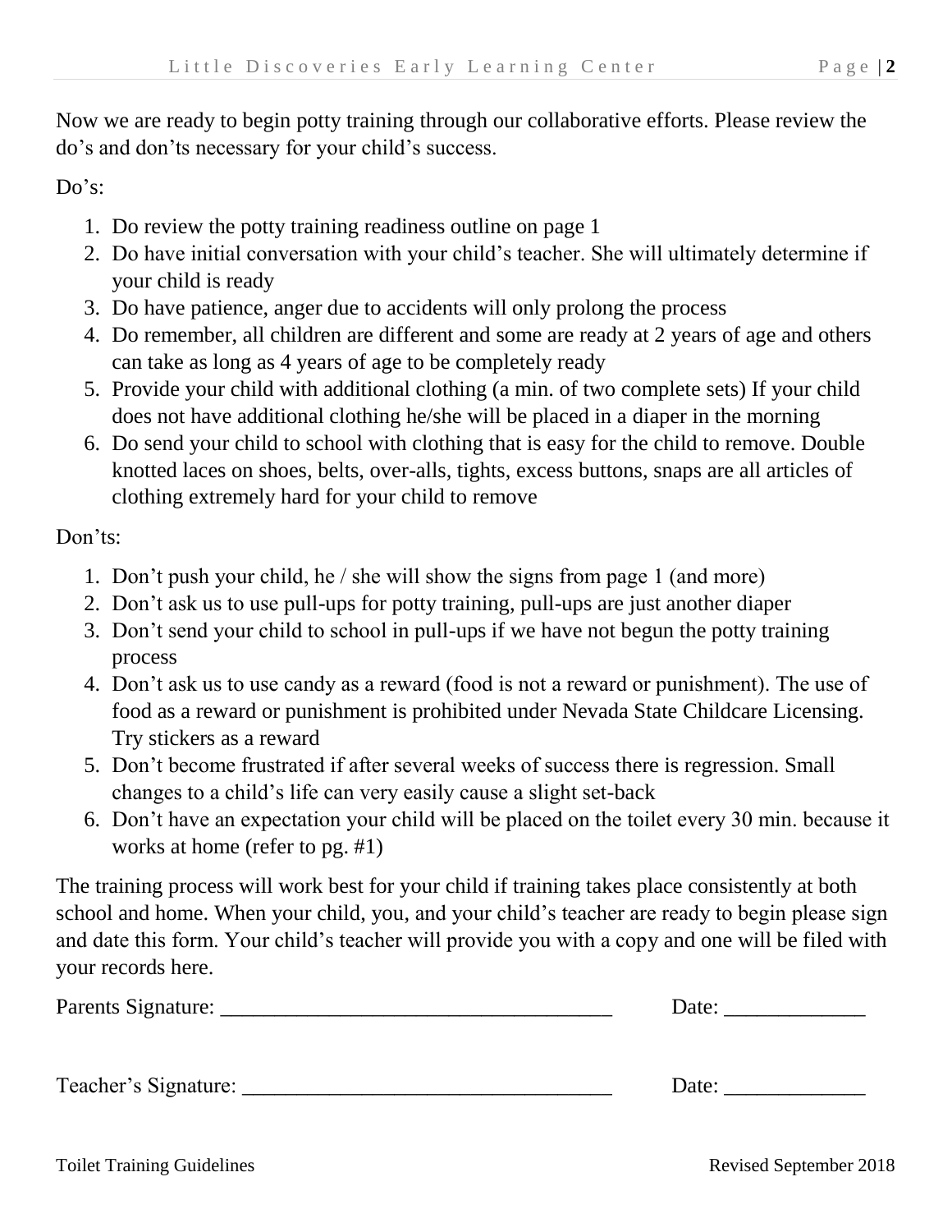Now we are ready to begin potty training through our collaborative efforts. Please review the do's and don'ts necessary for your child's success.

Do's:

1. Do review the potty training readiness outline on page 1
2. Do have initial conversation with your child's teacher. She will ultimately determine if your child is ready
3. Do have patience, anger due to accidents will only prolong the process
4. Do remember, all children are different and some are ready at 2 years of age and others can take as long as 4 years of age to be completely ready
5. Provide your child with additional clothing (a min. of two complete sets) If your child does not have additional clothing he/she will be placed in a diaper in the morning
6. Do send your child to school with clothing that is easy for the child to remove. Double knotted laces on shoes, belts, over-alls, tights, excess buttons, snaps are all articles of clothing extremely hard for your child to remove

Don'ts:

1. Don't push your child, he / she will show the signs from page 1 (and more)
2. Don't ask us to use pull-ups for potty training, pull-ups are just another diaper
3. Don't send your child to school in pull-ups if we have not begun the potty training process
4. Don't ask us to use candy as a reward (food is not a reward or punishment). The use of food as a reward or punishment is prohibited under Nevada State Childcare Licensing. Try stickers as a reward
5. Don't become frustrated if after several weeks of success there is regression. Small changes to a child's life can very easily cause a slight set-back
6. Don't have an expectation your child will be placed on the toilet every 30 min. because it works at home (refer to pg. #1)

The training process will work best for your child if training takes place consistently at both school and home. When your child, you, and your child's teacher are ready to begin please sign and date this form. Your child's teacher will provide you with a copy and one will be filed with your records here.

Parents Signature: ___________________________________ Date: _____________

Teacher's Signature: _________________________________ Date: _____________

Toilet Training Guidelines Revised September 2018